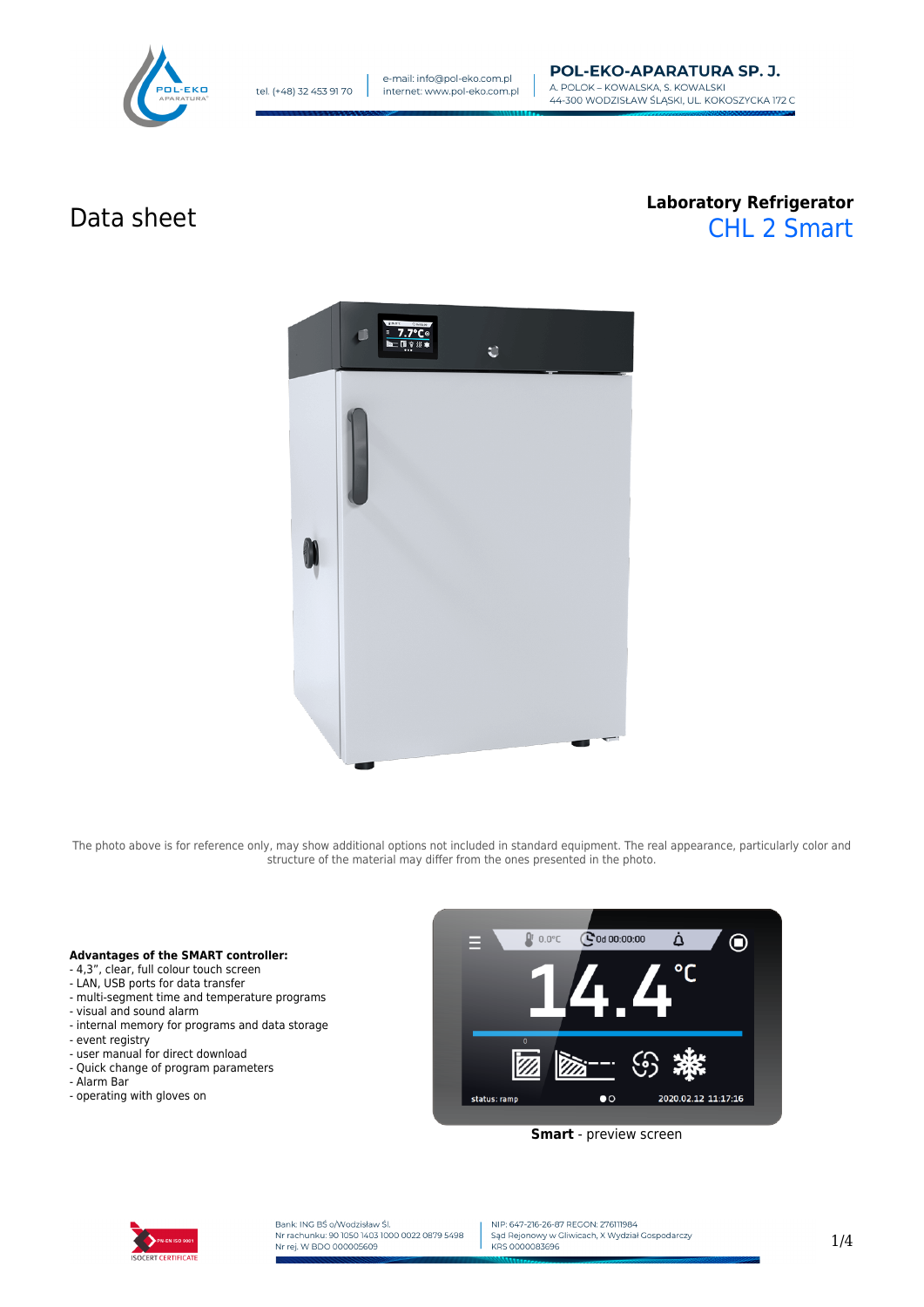# Data sheet

**Laboratory Refrigerator**
## CHL 2 Smart

The photo above is for reference only, may show additional options not included in standard equipment. The real appearance, particularly color and structure of the material may differ from the ones presented in the photo.

**Advantages of the SMART controller:**
- 4,3", clear, full colour touch screen
- LAN, USB ports for data transfer
- multi-segment time and temperature programs
- visual and sound alarm
- internal memory for programs and data storage
- event registry
- user manual for direct download
- Quick change of program parameters
- Alarm Bar
- operating with gloves on

**Smart** - preview screen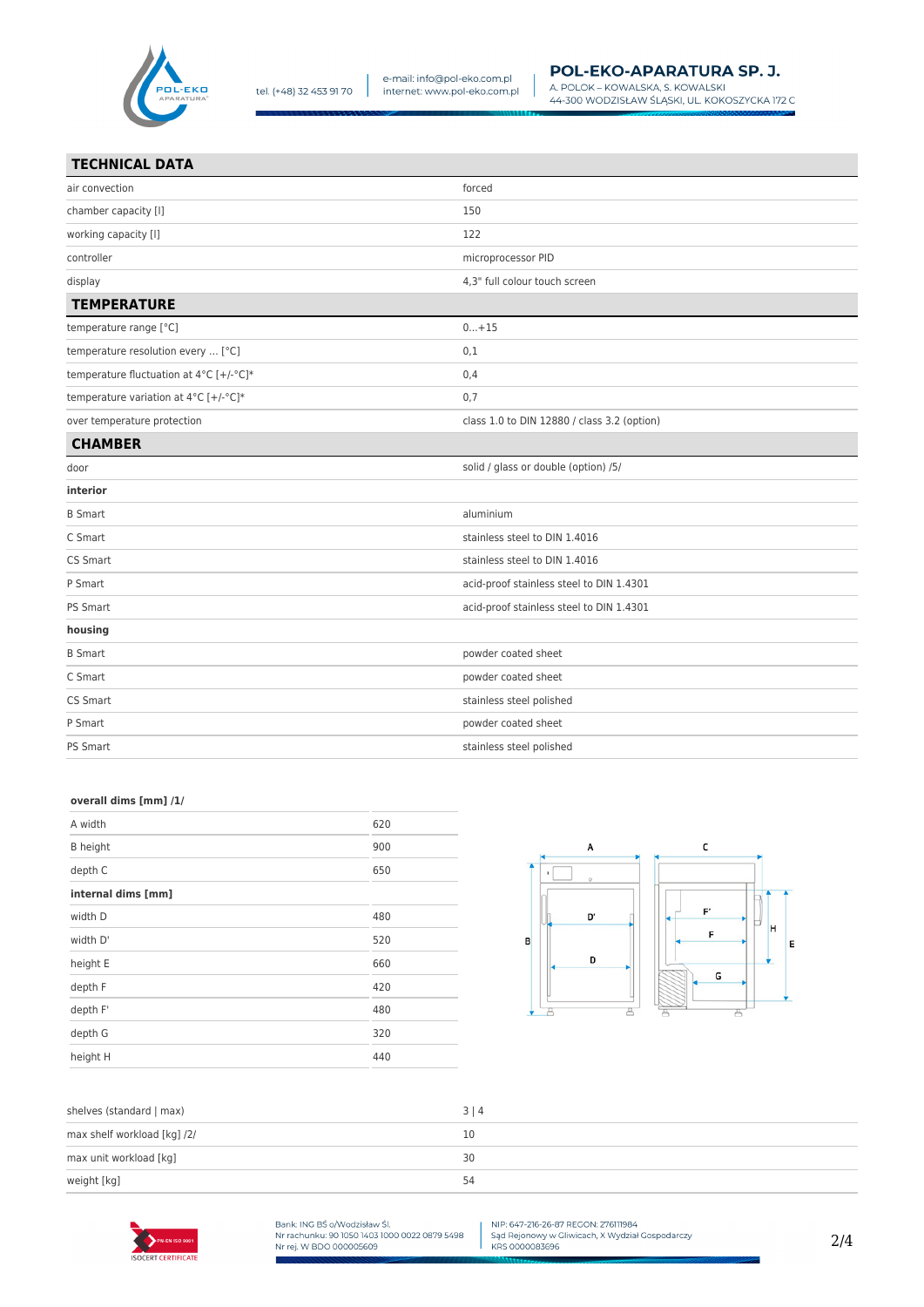## TECHNICAL DATA

| | |
|---|---|
| air convection | forced |
| chamber capacity [l] | 150 |
| working capacity [l] | 122 |
| controller | microprocessor PID |
| display | 4,3" full colour touch screen |

## TEMPERATURE

| | |
|---|---|
| temperature range [°C] | 0...+15 |
| temperature resolution every ... [°C] | 0,1 |
| temperature fluctuation at 4°C [+/-°C]* | 0,4 |
| temperature variation at 4°C [+/-°C]* | 0,7 |
| over temperature protection | class 1.0 to DIN 12880 / class 3.2 (option) |

## CHAMBER

| | |
|---|---|
| door | solid / glass or double (option) /5/ |
| **interior** | |
| B Smart | aluminium |
| C Smart | stainless steel to DIN 1.4016 |
| CS Smart | stainless steel to DIN 1.4016 |
| P Smart | acid-proof stainless steel to DIN 1.4301 |
| PS Smart | acid-proof stainless steel to DIN 1.4301 |
| **housing** | |
| B Smart | powder coated sheet |
| C Smart | powder coated sheet |
| CS Smart | stainless steel polished |
| P Smart | powder coated sheet |
| PS Smart | stainless steel polished |

| **overall dims [mm] /1/** | |
|---|---|
| A width | 620 |
| B height | 900 |
| depth C | 650 |
| **internal dims [mm]** | |
| width D | 480 |
| width D' | 520 |
| height E | 660 |
| depth F | 420 |
| depth F' | 480 |
| depth G | 320 |
| height H | 440 |

| | |
|---|---|
| shelves (standard \| max) | 3 \| 4 |
| max shelf workload [kg] /2/ | 10 |
| max unit workload [kg] | 30 |
| weight [kg] | 54 |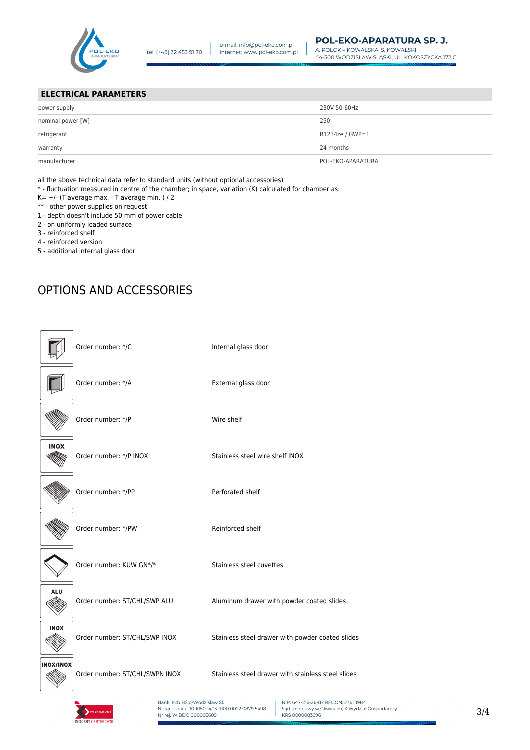## ELECTRICAL PARAMETERS

| | |
|---|---|
| power supply | 230V 50-60Hz |
| nominal power [W] | 250 |
| refrigerant | R1234ze / GWP=1 |
| warranty | 24 months |
| manufacturer | POL-EKO-APARATURA |

all the above technical data refer to standard units (without optional accessories)

* - fluctuation measured in centre of the chamber; in space, variation (K) calculated for chamber as:

K= +/- (T average max. - T average min. ) / 2

** - other power supplies on request

1 - depth doesn't include 50 mm of power cable

2 - on uniformly loaded surface

3 - reinforced shelf

4 - reinforced version

5 - additional internal glass door

# OPTIONS AND ACCESSORIES

| | | |
|---|---|---|
| | Order number: */C | Internal glass door |
| | Order number: */A | External glass door |
| | Order number: */P | Wire shelf |
| INOX | Order number: */P INOX | Stainless steel wire shelf INOX |
| | Order number: */PP | Perforated shelf |
| | Order number: */PW | Reinforced shelf |
| | Order number: KUW GN*/* | Stainless steel cuvettes |
| ALU | Order number: ST/CHL/SWP ALU | Aluminum drawer with powder coated slides |
| INOX | Order number: ST/CHL/SWP INOX | Stainless steel drawer with powder coated slides |
| INOX/INOX | Order number: ST/CHL/SWPN INOX | Stainless steel drawer with stainless steel slides |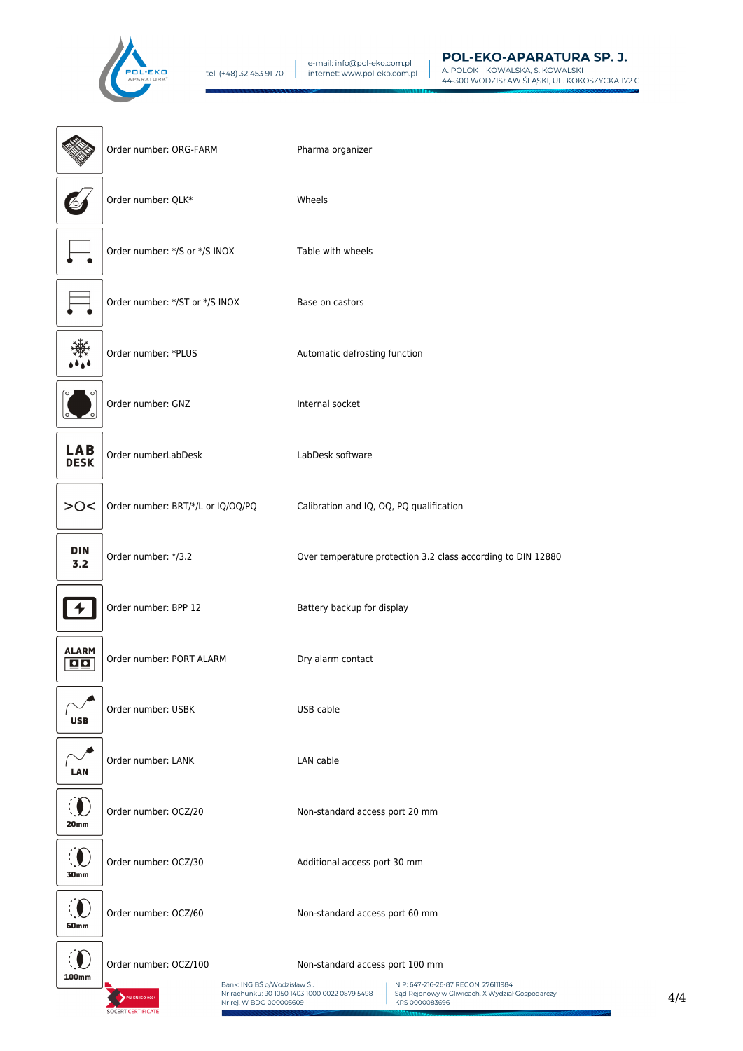| | | |
|---|---|---|
| | Order number: ORG-FARM | Pharma organizer |
| | Order number: QLK* | Wheels |
| | Order number: */S or */S INOX | Table with wheels |
| | Order number: */ST or */S INOX | Base on castors |
| | Order number: *PLUS | Automatic defrosting function |
| | Order number: GNZ | Internal socket |
| LAB DESK | Order numberLabDesk | LabDesk software |
| >O< | Order number: BRT/*/L or IQ/OQ/PQ | Calibration and IQ, OQ, PQ qualification |
| DIN 3.2 | Order number: */3.2 | Over temperature protection 3.2 class according to DIN 12880 |
| | Order number: BPP 12 | Battery backup for display |
| ALARM | Order number: PORT ALARM | Dry alarm contact |
| USB | Order number: USBK | USB cable |
| LAN | Order number: LANK | LAN cable |
| 20mm | Order number: OCZ/20 | Non-standard access port 20 mm |
| 30mm | Order number: OCZ/30 | Additional access port 30 mm |
| 60mm | Order number: OCZ/60 | Non-standard access port 60 mm |
| 100mm | Order number: OCZ/100 | Non-standard access port 100 mm |